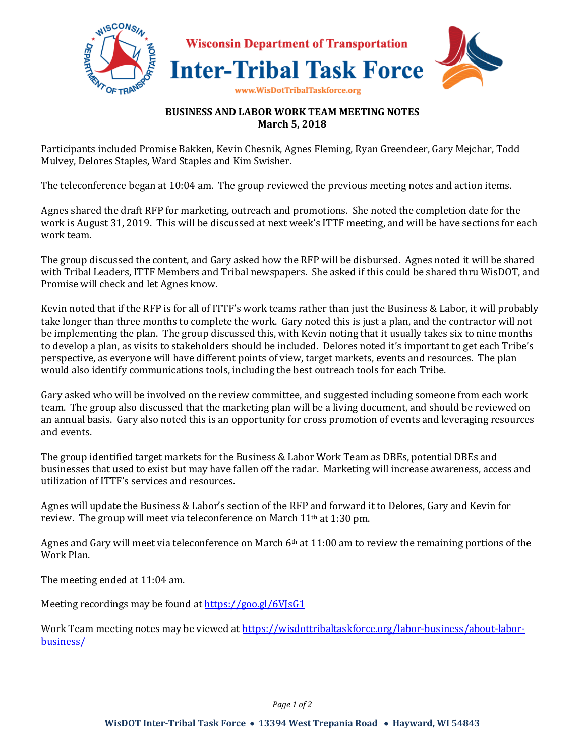Wisconsin Department of Transportation

# Inter-Tribal Task Force

www.WisDotTribalTaskforce.org

**BUSINESS AND LABOR WORK TEAM MEETING NOTES**
**March 5, 2018**

Participants included Promise Bakken, Kevin Chesnik, Agnes Fleming, Ryan Greendeer, Gary Mejchar, Todd Mulvey, Delores Staples, Ward Staples and Kim Swisher.

The teleconference began at 10:04 am. The group reviewed the previous meeting notes and action items.

Agnes shared the draft RFP for marketing, outreach and promotions. She noted the completion date for the work is August 31, 2019. This will be discussed at next week's ITTF meeting, and will be have sections for each work team.

The group discussed the content, and Gary asked how the RFP will be disbursed. Agnes noted it will be shared with Tribal Leaders, ITTF Members and Tribal newspapers. She asked if this could be shared thru WisDOT, and Promise will check and let Agnes know.

Kevin noted that if the RFP is for all of ITTF's work teams rather than just the Business & Labor, it will probably take longer than three months to complete the work. Gary noted this is just a plan, and the contractor will not be implementing the plan. The group discussed this, with Kevin noting that it usually takes six to nine months to develop a plan, as visits to stakeholders should be included. Delores noted it's important to get each Tribe's perspective, as everyone will have different points of view, target markets, events and resources. The plan would also identify communications tools, including the best outreach tools for each Tribe.

Gary asked who will be involved on the review committee, and suggested including someone from each work team. The group also discussed that the marketing plan will be a living document, and should be reviewed on an annual basis. Gary also noted this is an opportunity for cross promotion of events and leveraging resources and events.

The group identified target markets for the Business & Labor Work Team as DBEs, potential DBEs and businesses that used to exist but may have fallen off the radar. Marketing will increase awareness, access and utilization of ITTF's services and resources.

Agnes will update the Business & Labor's section of the RFP and forward it to Delores, Gary and Kevin for review. The group will meet via teleconference on March 11th at 1:30 pm.

Agnes and Gary will meet via teleconference on March 6th at 11:00 am to review the remaining portions of the Work Plan.

The meeting ended at 11:04 am.

Meeting recordings may be found at [https://goo.gl/6VJsG1](https://goo.gl/6VJsG1)

Work Team meeting notes may be viewed at [https://wisdottribaltaskforce.org/labor-business/about-labor-business/](https://wisdottribaltaskforce.org/labor-business/about-labor-business/)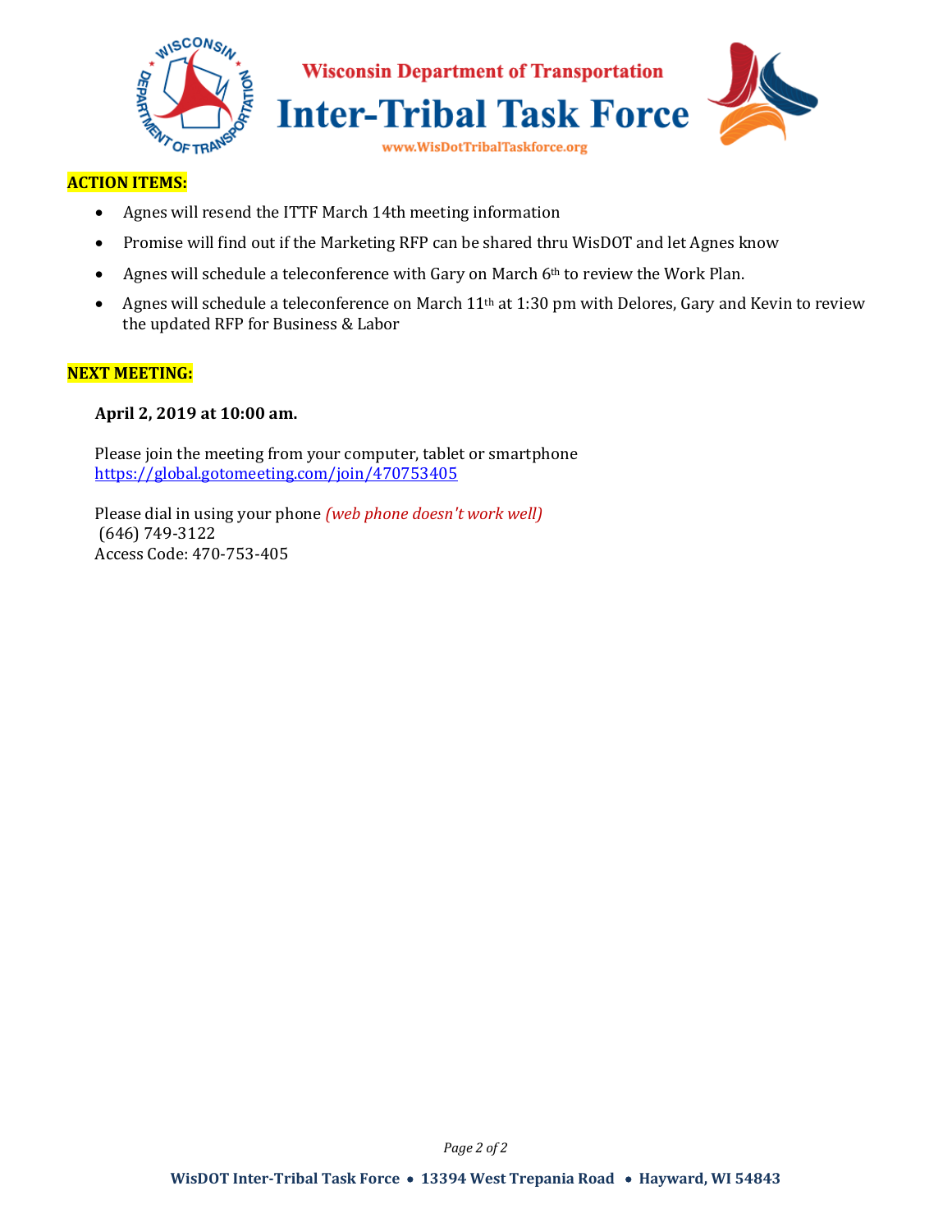**ACTION ITEMS:**

- Agnes will resend the ITTF March 14th meeting information
- Promise will find out if the Marketing RFP can be shared thru WisDOT and let Agnes know
- Agnes will schedule a teleconference with Gary on March 6th to review the Work Plan.
- Agnes will schedule a teleconference on March 11th at 1:30 pm with Delores, Gary and Kevin to review the updated RFP for Business & Labor

**NEXT MEETING:**

**April 2, 2019 at 10:00 am.**

Please join the meeting from your computer, tablet or smartphone
https://global.gotomeeting.com/join/470753405

Please dial in using your phone *(web phone doesn't work well)*
(646) 749-3122
Access Code: 470-753-405